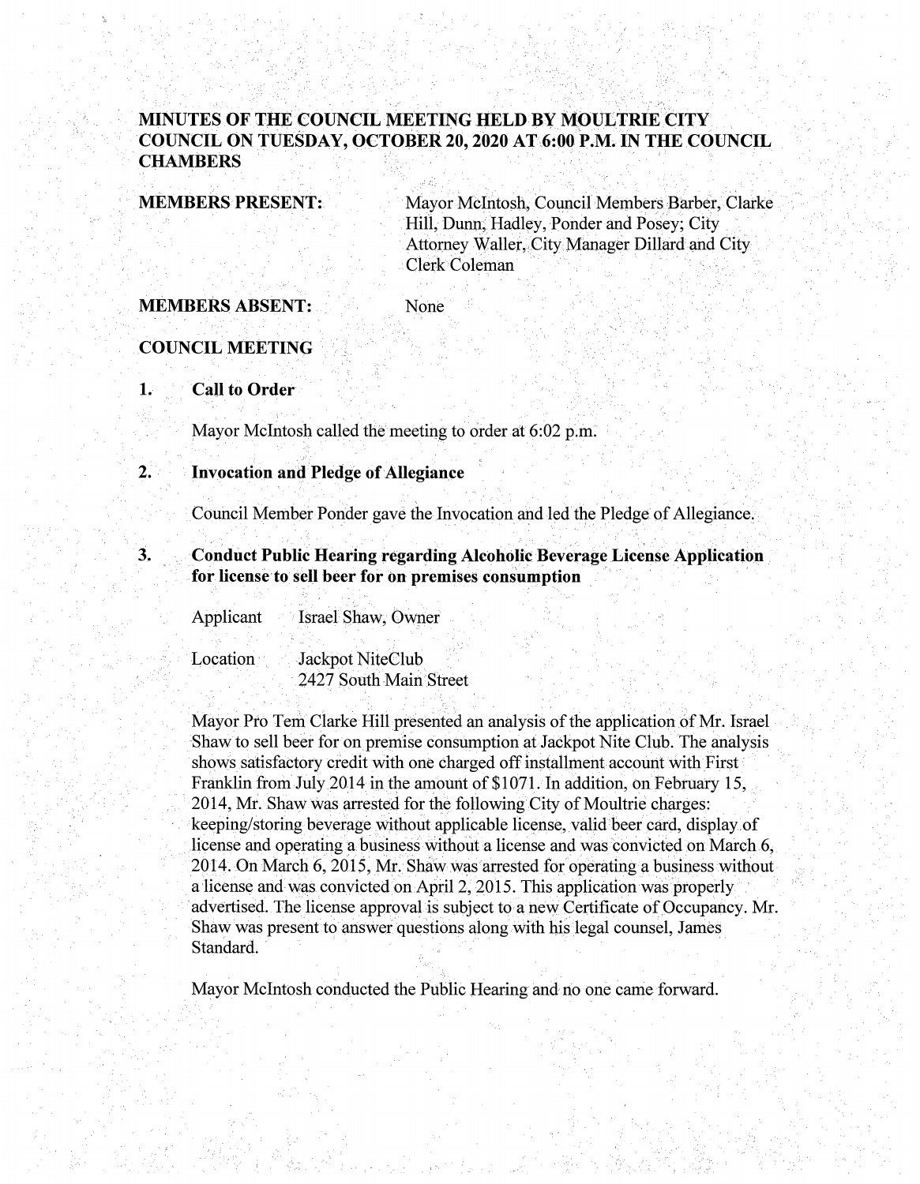# MINUTES OF THE COUNCIL MEETING HELD BY MOULTRIE CITY COUNCIL ON TUESDAY, OCTOBER 20, 2020 AT 6:00 P.M. IN THE COUNCIL CHAMBERS

**MEMBERS PRESENT:** Mayor McIntosh, Council Members Barber, Clarke Hill, Dunn, Hadley, Ponder and Posey; City Attorney Waller, City Manager Dillard and City Clerk Coleman

**MEMBERS ABSENT:** None

**COUNCIL MEETING**

**1. Call to Order**

Mayor McIntosh called the meeting to order at 6:02 p.m.

**2. Invocation and Pledge of Allegiance**

Council Member Ponder gave the Invocation and led the Pledge of Allegiance.

**3. Conduct Public Hearing regarding Alcoholic Beverage License Application for license to sell beer for on premises consumption**

Applicant Israel Shaw, Owner

Location Jackpot NiteClub
2427 South Main Street

Mayor Pro Tem Clarke Hill presented an analysis of the application of Mr. Israel Shaw to sell beer for on premise consumption at Jackpot Nite Club. The analysis shows satisfactory credit with one charged off installment account with First Franklin from July 2014 in the amount of $1071. In addition, on February 15, 2014, Mr. Shaw was arrested for the following City of Moultrie charges: keeping/storing beverage without applicable license, valid beer card, display of license and operating a business without a license and was convicted on March 6, 2014. On March 6, 2015, Mr. Shaw was arrested for operating a business without a license and was convicted on April 2, 2015. This application was properly advertised. The license approval is subject to a new Certificate of Occupancy. Mr. Shaw was present to answer questions along with his legal counsel, James Standard.

Mayor McIntosh conducted the Public Hearing and no one came forward.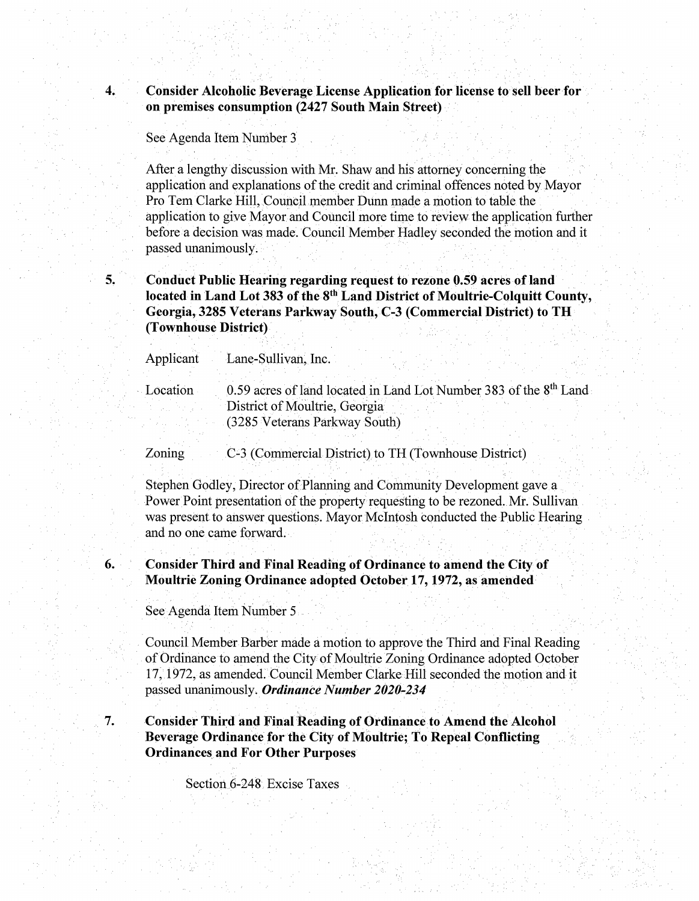4. **Consider Alcoholic Beverage License Application for license to sell beer for on premises consumption (2427 South Main Street)**

   See Agenda Item Number 3

   After a lengthy discussion with Mr. Shaw and his attorney concerning the application and explanations of the credit and criminal offences noted by Mayor Pro Tem Clarke Hill, Council member Dunn made a motion to table the application to give Mayor and Council more time to review the application further before a decision was made. Council Member Hadley seconded the motion and it passed unanimously.

5. **Conduct Public Hearing regarding request to rezone 0.59 acres of land located in Land Lot 383 of the 8th Land District of Moultrie-Colquitt County, Georgia, 3285 Veterans Parkway South, C-3 (Commercial District) to TH (Townhouse District)**

   Applicant    Lane-Sullivan, Inc.

   Location    0.59 acres of land located in Land Lot Number 383 of the 8th Land District of Moultrie, Georgia
   (3285 Veterans Parkway South)

   Zoning    C-3 (Commercial District) to TH (Townhouse District)

   Stephen Godley, Director of Planning and Community Development gave a Power Point presentation of the property requesting to be rezoned. Mr. Sullivan was present to answer questions. Mayor McIntosh conducted the Public Hearing and no one came forward.

6. **Consider Third and Final Reading of Ordinance to amend the City of Moultrie Zoning Ordinance adopted October 17, 1972, as amended**

   See Agenda Item Number 5

   Council Member Barber made a motion to approve the Third and Final Reading of Ordinance to amend the City of Moultrie Zoning Ordinance adopted October 17, 1972, as amended. Council Member Clarke Hill seconded the motion and it passed unanimously. ***Ordinance Number 2020-234***

7. **Consider Third and Final Reading of Ordinance to Amend the Alcohol Beverage Ordinance for the City of Moultrie; To Repeal Conflicting Ordinances and For Other Purposes**

   Section 6-248 Excise Taxes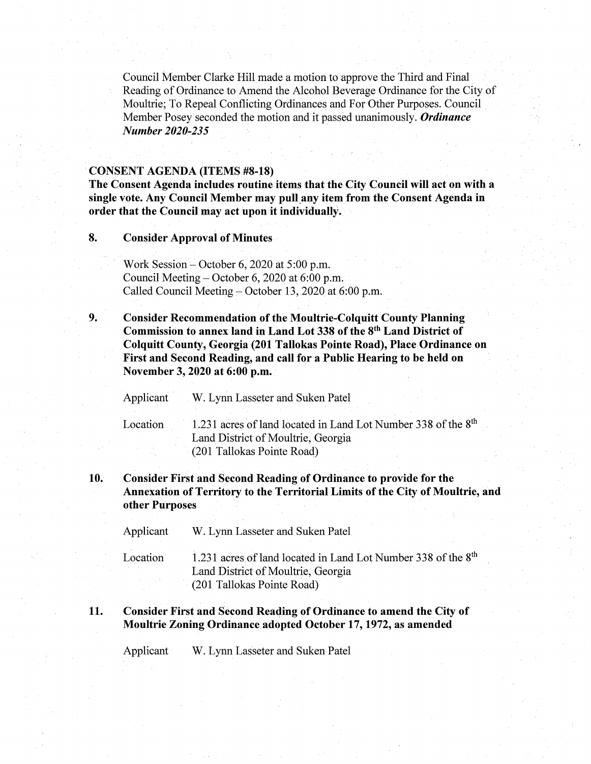Council Member Clarke Hill made a motion to approve the Third and Final Reading of Ordinance to Amend the Alcohol Beverage Ordinance for the City of Moultrie; To Repeal Conflicting Ordinances and For Other Purposes. Council Member Posey seconded the motion and it passed unanimously. ***Ordinance Number 2020-235***

**CONSENT AGENDA (ITEMS #8-18)**

**The Consent Agenda includes routine items that the City Council will act on with a single vote. Any Council Member may pull any item from the Consent Agenda in order that the Council may act upon it individually.**

**8. Consider Approval of Minutes**

Work Session – October 6, 2020 at 5:00 p.m.
Council Meeting – October 6, 2020 at 6:00 p.m.
Called Council Meeting – October 13, 2020 at 6:00 p.m.

**9. Consider Recommendation of the Moultrie-Colquitt County Planning Commission to annex land in Land Lot 338 of the 8th Land District of Colquitt County, Georgia (201 Tallokas Pointe Road), Place Ordinance on First and Second Reading, and call for a Public Hearing to be held on November 3, 2020 at 6:00 p.m.**

Applicant W. Lynn Lasseter and Suken Patel

Location 1.231 acres of land located in Land Lot Number 338 of the 8th Land District of Moultrie, Georgia (201 Tallokas Pointe Road)

**10. Consider First and Second Reading of Ordinance to provide for the Annexation of Territory to the Territorial Limits of the City of Moultrie, and other Purposes**

Applicant W. Lynn Lasseter and Suken Patel

Location 1.231 acres of land located in Land Lot Number 338 of the 8th Land District of Moultrie, Georgia (201 Tallokas Pointe Road)

**11. Consider First and Second Reading of Ordinance to amend the City of Moultrie Zoning Ordinance adopted October 17, 1972, as amended**

Applicant W. Lynn Lasseter and Suken Patel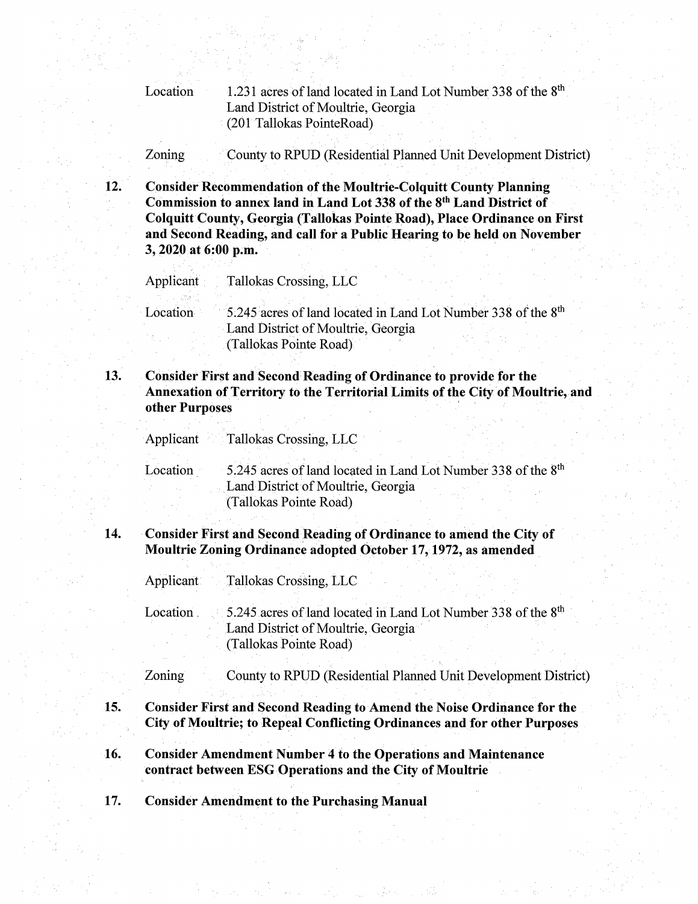Location 1.231 acres of land located in Land Lot Number 338 of the 8th Land District of Moultrie, Georgia (201 Tallokas PointeRoad)

Zoning County to RPUD (Residential Planned Unit Development District)

**12. Consider Recommendation of the Moultrie-Colquitt County Planning Commission to annex land in Land Lot 338 of the 8th Land District of Colquitt County, Georgia (Tallokas Pointe Road), Place Ordinance on First and Second Reading, and call for a Public Hearing to be held on November 3, 2020 at 6:00 p.m.**

Applicant Tallokas Crossing, LLC

Location 5.245 acres of land located in Land Lot Number 338 of the 8th Land District of Moultrie, Georgia (Tallokas Pointe Road)

**13. Consider First and Second Reading of Ordinance to provide for the Annexation of Territory to the Territorial Limits of the City of Moultrie, and other Purposes**

Applicant Tallokas Crossing, LLC

Location 5.245 acres of land located in Land Lot Number 338 of the 8th Land District of Moultrie, Georgia (Tallokas Pointe Road)

**14. Consider First and Second Reading of Ordinance to amend the City of Moultrie Zoning Ordinance adopted October 17, 1972, as amended**

Applicant Tallokas Crossing, LLC

Location 5.245 acres of land located in Land Lot Number 338 of the 8th Land District of Moultrie, Georgia (Tallokas Pointe Road)

Zoning County to RPUD (Residential Planned Unit Development District)

**15. Consider First and Second Reading to Amend the Noise Ordinance for the City of Moultrie; to Repeal Conflicting Ordinances and for other Purposes**

**16. Consider Amendment Number 4 to the Operations and Maintenance contract between ESG Operations and the City of Moultrie**

**17. Consider Amendment to the Purchasing Manual**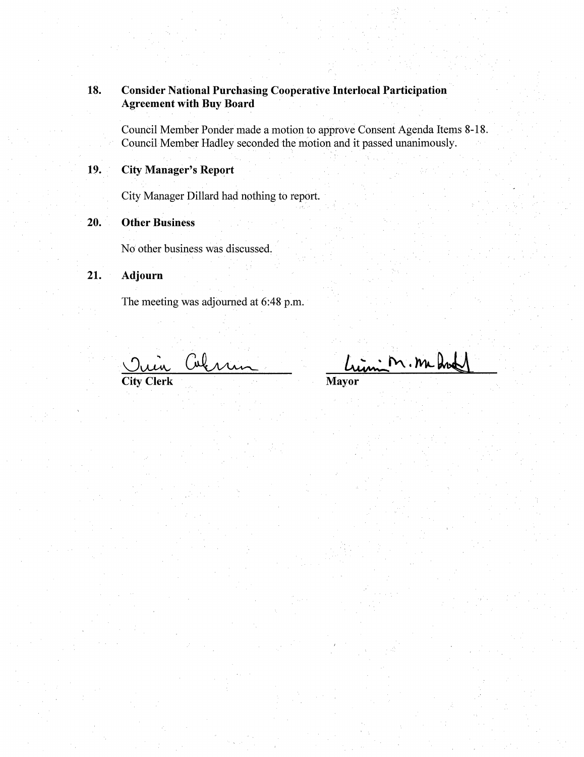## 18. Consider National Purchasing Cooperative Interlocal Participation Agreement with Buy Board

Council Member Ponder made a motion to approve Consent Agenda Items 8-18. Council Member Hadley seconded the motion and it passed unanimously.

## 19. City Manager's Report

City Manager Dillard had nothing to report.

## 20. Other Business

No other business was discussed.

## 21. Adjourn

The meeting was adjourned at 6:48 p.m.

**City Clerk**

**Mayor**